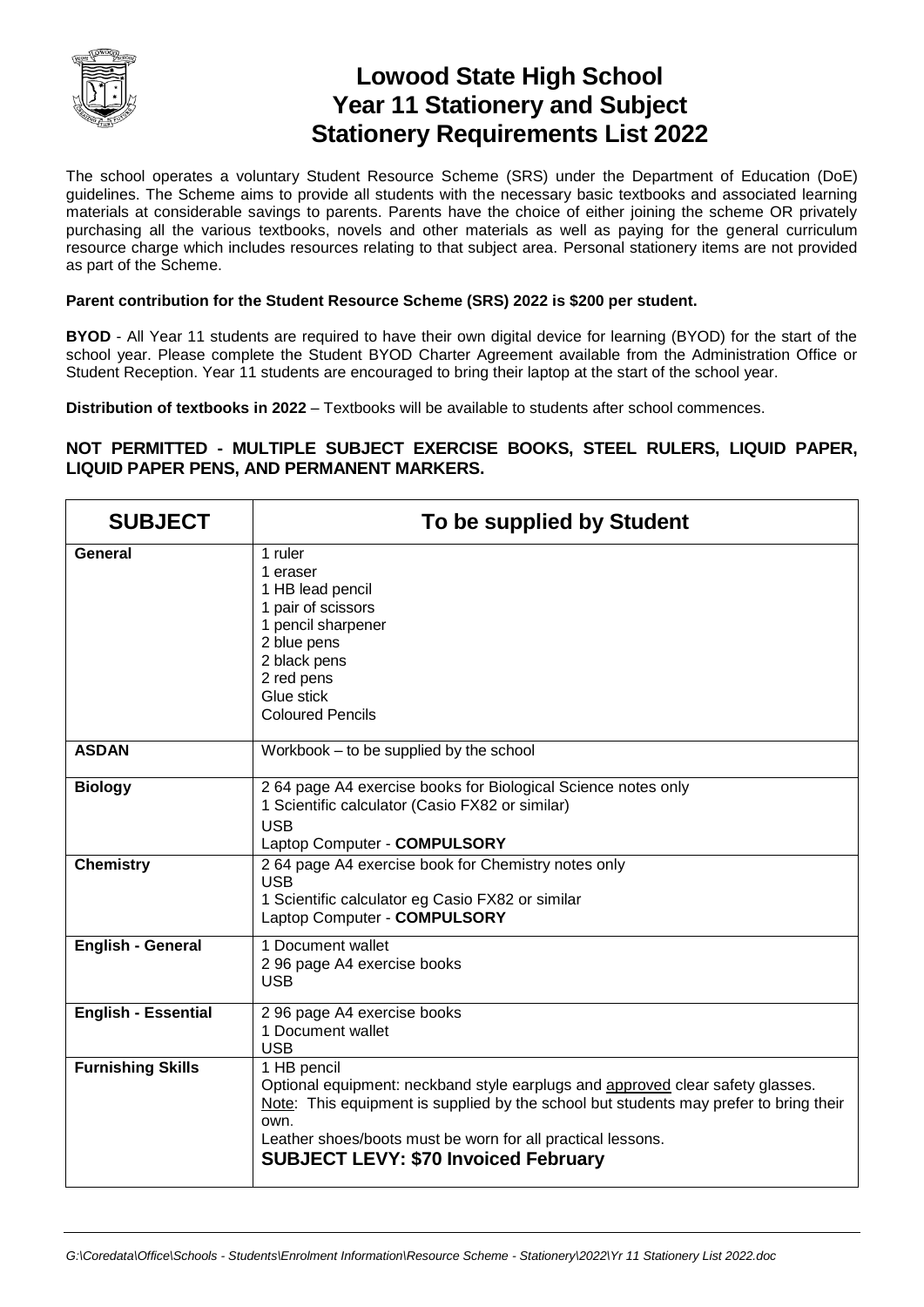# Lowood State High School
# Year 11 Stationery and Subject Stationery Requirements List 2022

The school operates a voluntary Student Resource Scheme (SRS) under the Department of Education (DoE) guidelines. The Scheme aims to provide all students with the necessary basic textbooks and associated learning materials at considerable savings to parents. Parents have the choice of either joining the scheme OR privately purchasing all the various textbooks, novels and other materials as well as paying for the general curriculum resource charge which includes resources relating to that subject area. Personal stationery items are not provided as part of the Scheme.

**Parent contribution for the Student Resource Scheme (SRS) 2022 is $200 per student.**

**BYOD** - All Year 11 students are required to have their own digital device for learning (BYOD) for the start of the school year. Please complete the Student BYOD Charter Agreement available from the Administration Office or Student Reception. Year 11 students are encouraged to bring their laptop at the start of the school year.

**Distribution of textbooks in 2022** – Textbooks will be available to students after school commences.

**NOT PERMITTED - MULTIPLE SUBJECT EXERCISE BOOKS, STEEL RULERS, LIQUID PAPER, LIQUID PAPER PENS, AND PERMANENT MARKERS.**

| SUBJECT | To be supplied by Student |
|---|---|
| **General** | 1 ruler<br>1 eraser<br>1 HB lead pencil<br>1 pair of scissors<br>1 pencil sharpener<br>2 blue pens<br>2 black pens<br>2 red pens<br>Glue stick<br>Coloured Pencils |
| **ASDAN** | Workbook – to be supplied by the school |
| **Biology** | 2 64 page A4 exercise books for Biological Science notes only<br>1 Scientific calculator (Casio FX82 or similar)<br>USB<br>Laptop Computer - **COMPULSORY** |
| **Chemistry** | 2 64 page A4 exercise book for Chemistry notes only<br>USB<br>1 Scientific calculator eg Casio FX82 or similar<br>Laptop Computer - **COMPULSORY** |
| **English - General** | 1 Document wallet<br>2 96 page A4 exercise books<br>USB |
| **English - Essential** | 2 96 page A4 exercise books<br>1 Document wallet<br>USB |
| **Furnishing Skills** | 1 HB pencil<br>Optional equipment: neckband style earplugs and approved clear safety glasses.<br>Note: This equipment is supplied by the school but students may prefer to bring their own.<br>Leather shoes/boots must be worn for all practical lessons.<br>**SUBJECT LEVY: $70 Invoiced February** |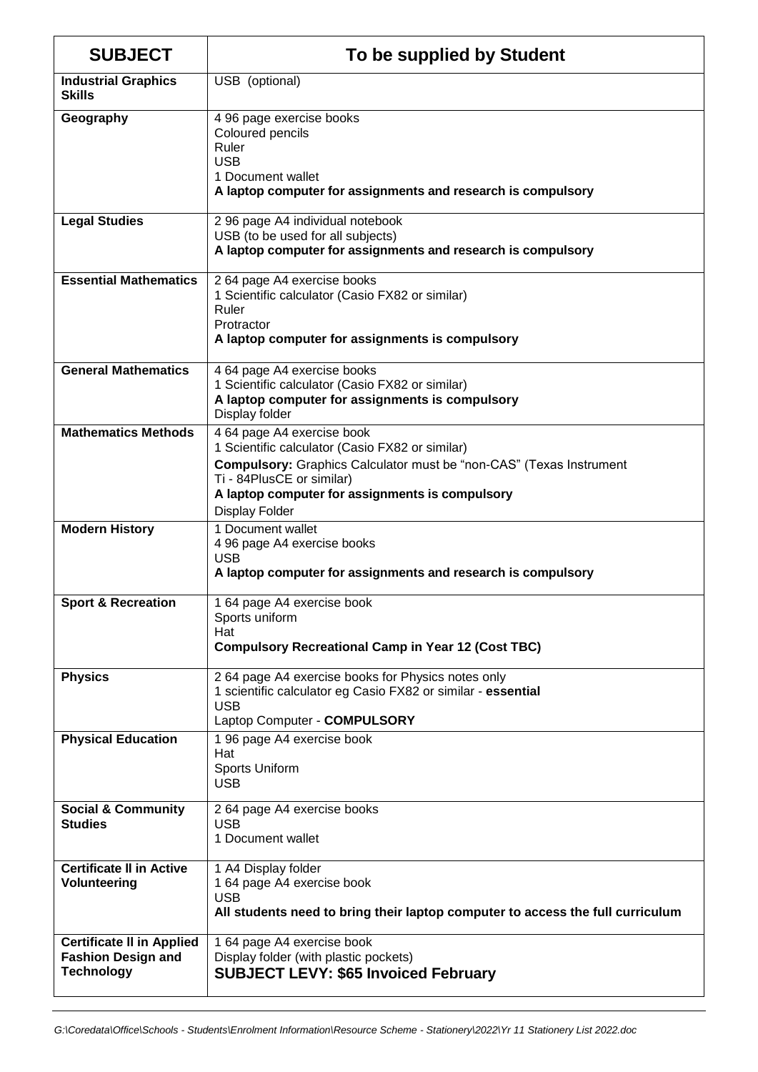| SUBJECT | To be supplied by Student |
|---|---|
| **Industrial Graphics Skills** | USB (optional) |
| **Geography** | 4 96 page exercise books<br>Coloured pencils<br>Ruler<br>USB<br>1 Document wallet<br>**A laptop computer for assignments and research is compulsory** |
| **Legal Studies** | 2 96 page A4 individual notebook<br>USB (to be used for all subjects)<br>**A laptop computer for assignments and research is compulsory** |
| **Essential Mathematics** | 2 64 page A4 exercise books<br>1 Scientific calculator (Casio FX82 or similar)<br>Ruler<br>Protractor<br>**A laptop computer for assignments is compulsory** |
| **General Mathematics** | 4 64 page A4 exercise books<br>1 Scientific calculator (Casio FX82 or similar)<br>**A laptop computer for assignments is compulsory**<br>Display folder |
| **Mathematics Methods** | 4 64 page A4 exercise book<br>1 Scientific calculator (Casio FX82 or similar)<br>**Compulsory:** Graphics Calculator must be "non-CAS" (Texas Instrument Ti - 84PlusCE or similar)<br>**A laptop computer for assignments is compulsory**<br>Display Folder |
| **Modern History** | 1 Document wallet<br>4 96 page A4 exercise books<br>USB<br>**A laptop computer for assignments and research is compulsory** |
| **Sport & Recreation** | 1 64 page A4 exercise book<br>Sports uniform<br>Hat<br>**Compulsory Recreational Camp in Year 12 (Cost TBC)** |
| **Physics** | 2 64 page A4 exercise books for Physics notes only<br>1 scientific calculator eg Casio FX82 or similar - **essential**<br>USB<br>Laptop Computer - **COMPULSORY** |
| **Physical Education** | 1 96 page A4 exercise book<br>Hat<br>Sports Uniform<br>USB |
| **Social & Community Studies** | 2 64 page A4 exercise books<br>USB<br>1 Document wallet |
| **Certificate II in Active Volunteering** | 1 A4 Display folder<br>1 64 page A4 exercise book<br>USB<br>**All students need to bring their laptop computer to access the full curriculum** |
| **Certificate II in Applied Fashion Design and Technology** | 1 64 page A4 exercise book<br>Display folder (with plastic pockets)<br>**SUBJECT LEVY: $65 Invoiced February** |

*G:\Coredata\Office\Schools - Students\Enrolment Information\Resource Scheme - Stationery\2022\Yr 11 Stationery List 2022.doc*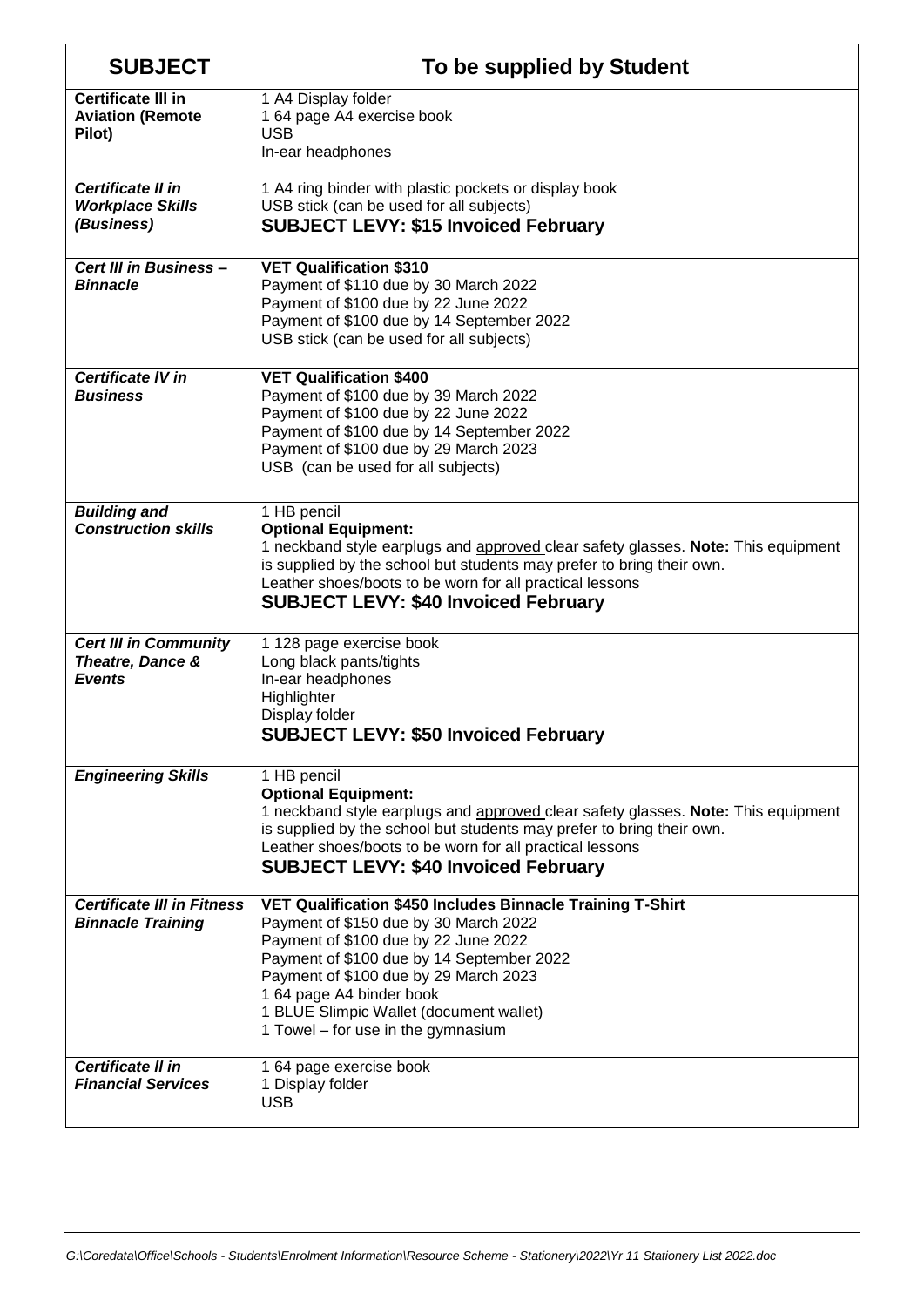| SUBJECT | To be supplied by Student |
|---|---|
| **Certificate III in Aviation (Remote Pilot)** | 1 A4 Display folder<br>1 64 page A4 exercise book<br>USB<br>In-ear headphones |
| ***Certificate II in Workplace Skills (Business)*** | 1 A4 ring binder with plastic pockets or display book<br>USB stick (can be used for all subjects)<br>**SUBJECT LEVY: $15 Invoiced February** |
| ***Cert III in Business – Binnacle*** | **VET Qualification $310**<br>Payment of $110 due by 30 March 2022<br>Payment of $100 due by 22 June 2022<br>Payment of $100 due by 14 September 2022<br>USB stick (can be used for all subjects) |
| ***Certificate IV in Business*** | **VET Qualification $400**<br>Payment of $100 due by 39 March 2022<br>Payment of $100 due by 22 June 2022<br>Payment of $100 due by 14 September 2022<br>Payment of $100 due by 29 March 2023<br>USB (can be used for all subjects) |
| ***Building and Construction skills*** | 1 HB pencil<br>**Optional Equipment:**<br>1 neckband style earplugs and approved clear safety glasses. **Note:** This equipment is supplied by the school but students may prefer to bring their own.<br>Leather shoes/boots to be worn for all practical lessons<br>**SUBJECT LEVY: $40 Invoiced February** |
| ***Cert III in Community Theatre, Dance & Events*** | 1 128 page exercise book<br>Long black pants/tights<br>In-ear headphones<br>Highlighter<br>Display folder<br>**SUBJECT LEVY: $50 Invoiced February** |
| ***Engineering Skills*** | 1 HB pencil<br>**Optional Equipment:**<br>1 neckband style earplugs and approved clear safety glasses. **Note:** This equipment is supplied by the school but students may prefer to bring their own.<br>Leather shoes/boots to be worn for all practical lessons<br>**SUBJECT LEVY: $40 Invoiced February** |
| ***Certificate III in Fitness Binnacle Training*** | **VET Qualification $450 Includes Binnacle Training T-Shirt**<br>Payment of $150 due by 30 March 2022<br>Payment of $100 due by 22 June 2022<br>Payment of $100 due by 14 September 2022<br>Payment of $100 due by 29 March 2023<br>1 64 page A4 binder book<br>1 BLUE Slimpic Wallet (document wallet)<br>1 Towel – for use in the gymnasium |
| ***Certificate II in Financial Services*** | 1 64 page exercise book<br>1 Display folder<br>USB |

*G:\Coredata\Office\Schools - Students\Enrolment Information\Resource Scheme - Stationery\2022\Yr 11 Stationery List 2022.doc*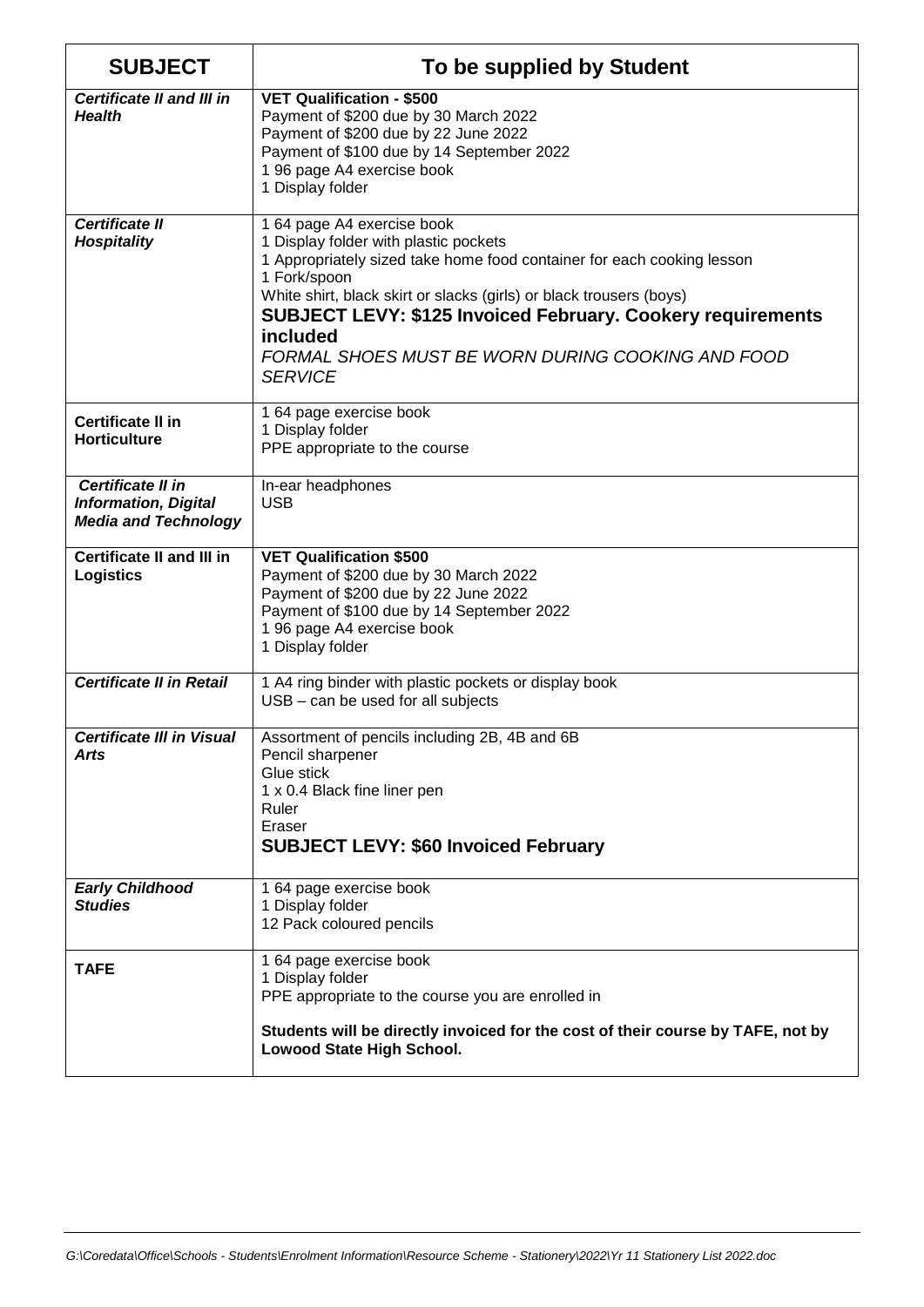| SUBJECT | To be supplied by Student |
| --- | --- |
| ***Certificate II and III in Health*** | **VET Qualification - $500**<br>Payment of $200 due by 30 March 2022<br>Payment of $200 due by 22 June 2022<br>Payment of $100 due by 14 September 2022<br>1 96 page A4 exercise book<br>1 Display folder |
| ***Certificate II Hospitality*** | 1 64 page A4 exercise book<br>1 Display folder with plastic pockets<br>1 Appropriately sized take home food container for each cooking lesson<br>1 Fork/spoon<br>White shirt, black skirt or slacks (girls) or black trousers (boys)<br>**SUBJECT LEVY: $125 Invoiced February. Cookery requirements included**<br>*FORMAL SHOES MUST BE WORN DURING COOKING AND FOOD SERVICE* |
| **Certificate II in Horticulture** | 1 64 page exercise book<br>1 Display folder<br>PPE appropriate to the course |
| ***Certificate II in Information, Digital Media and Technology*** | In-ear headphones<br>USB |
| **Certificate II and III in Logistics** | **VET Qualification $500**<br>Payment of $200 due by 30 March 2022<br>Payment of $200 due by 22 June 2022<br>Payment of $100 due by 14 September 2022<br>1 96 page A4 exercise book<br>1 Display folder |
| ***Certificate II in Retail*** | 1 A4 ring binder with plastic pockets or display book<br>USB – can be used for all subjects |
| ***Certificate III in Visual Arts*** | Assortment of pencils including 2B, 4B and 6B<br>Pencil sharpener<br>Glue stick<br>1 x 0.4 Black fine liner pen<br>Ruler<br>Eraser<br>**SUBJECT LEVY: $60 Invoiced February** |
| ***Early Childhood Studies*** | 1 64 page exercise book<br>1 Display folder<br>12 Pack coloured pencils |
| **TAFE** | 1 64 page exercise book<br>1 Display folder<br>PPE appropriate to the course you are enrolled in<br>**Students will be directly invoiced for the cost of their course by TAFE, not by Lowood State High School.** |